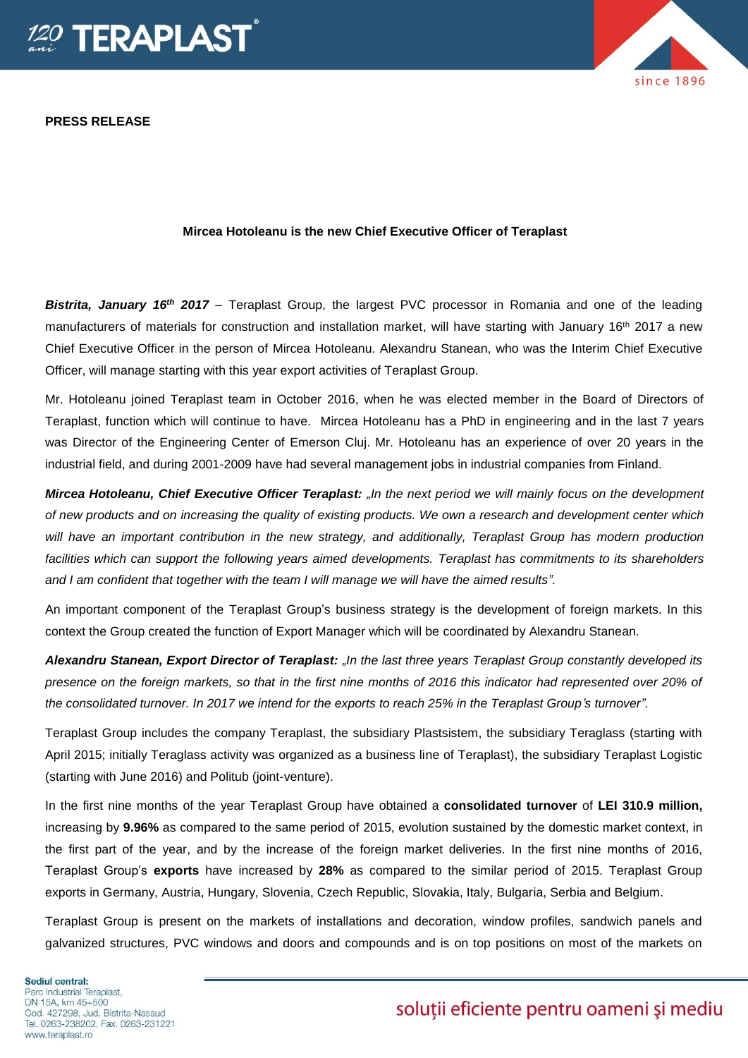**PRESS RELEASE**

## Mircea Hotoleanu is the new Chief Executive Officer of Teraplast

***Bistrita, January 16th 2017*** – Teraplast Group, the largest PVC processor in Romania and one of the leading manufacturers of materials for construction and installation market, will have starting with January 16th 2017 a new Chief Executive Officer in the person of Mircea Hotoleanu. Alexandru Stanean, who was the Interim Chief Executive Officer, will manage starting with this year export activities of Teraplast Group.

Mr. Hotoleanu joined Teraplast team in October 2016, when he was elected member in the Board of Directors of Teraplast, function which will continue to have. Mircea Hotoleanu has a PhD in engineering and in the last 7 years was Director of the Engineering Center of Emerson Cluj. Mr. Hotoleanu has an experience of over 20 years in the industrial field, and during 2001-2009 have had several management jobs in industrial companies from Finland.

***Mircea Hotoleanu, Chief Executive Officer Teraplast:*** *„In the next period we will mainly focus on the development of new products and on increasing the quality of existing products. We own a research and development center which will have an important contribution in the new strategy, and additionally, Teraplast Group has modern production facilities which can support the following years aimed developments. Teraplast has commitments to its shareholders and I am confident that together with the team I will manage we will have the aimed results".*

An important component of the Teraplast Group's business strategy is the development of foreign markets. In this context the Group created the function of Export Manager which will be coordinated by Alexandru Stanean.

***Alexandru Stanean, Export Director of Teraplast:*** *„In the last three years Teraplast Group constantly developed its presence on the foreign markets, so that in the first nine months of 2016 this indicator had represented over 20% of the consolidated turnover. In 2017 we intend for the exports to reach 25% in the Teraplast Group's turnover".*

Teraplast Group includes the company Teraplast, the subsidiary Plastsistem, the subsidiary Teraglass (starting with April 2015; initially Teraglass activity was organized as a business line of Teraplast), the subsidiary Teraplast Logistic (starting with June 2016) and Politub (joint-venture).

In the first nine months of the year Teraplast Group have obtained a **consolidated turnover** of **LEI 310.9 million,** increasing by **9.96%** as compared to the same period of 2015, evolution sustained by the domestic market context, in the first part of the year, and by the increase of the foreign market deliveries. In the first nine months of 2016, Teraplast Group's **exports** have increased by **28%** as compared to the similar period of 2015. Teraplast Group exports in Germany, Austria, Hungary, Slovenia, Czech Republic, Slovakia, Italy, Bulgaria, Serbia and Belgium.

Teraplast Group is present on the markets of installations and decoration, window profiles, sandwich panels and galvanized structures, PVC windows and doors and compounds and is on top positions on most of the markets on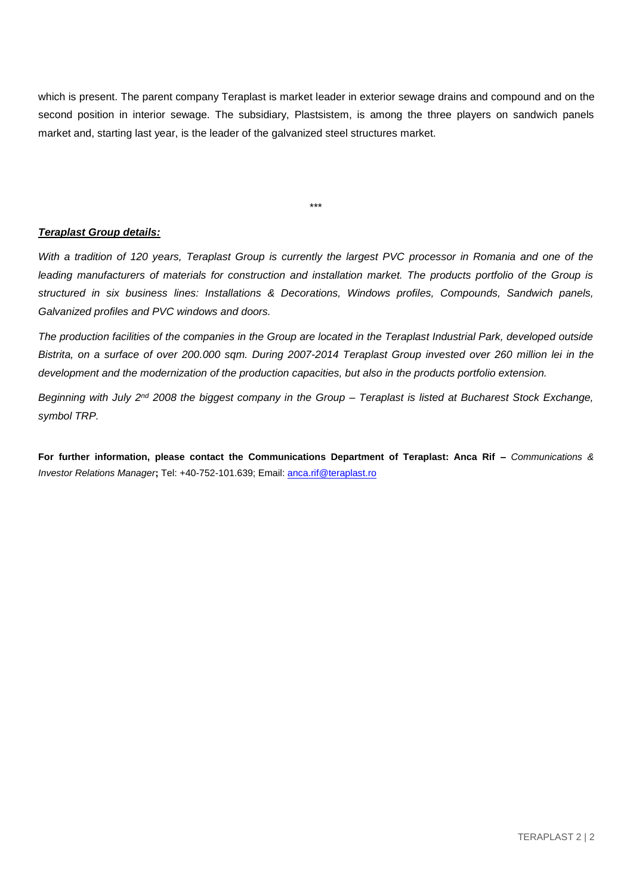which is present. The parent company Teraplast is market leader in exterior sewage drains and compound and on the second position in interior sewage. The subsidiary, Plastsistem, is among the three players on sandwich panels market and, starting last year, is the leader of the galvanized steel structures market.

***

***Teraplast Group details:***

*With a tradition of 120 years, Teraplast Group is currently the largest PVC processor in Romania and one of the leading manufacturers of materials for construction and installation market. The products portfolio of the Group is structured in six business lines: Installations & Decorations, Windows profiles, Compounds, Sandwich panels, Galvanized profiles and PVC windows and doors.*

*The production facilities of the companies in the Group are located in the Teraplast Industrial Park, developed outside Bistrita, on a surface of over 200.000 sqm. During 2007-2014 Teraplast Group invested over 260 million lei in the development and the modernization of the production capacities, but also in the products portfolio extension.*

*Beginning with July 2nd 2008 the biggest company in the Group – Teraplast is listed at Bucharest Stock Exchange, symbol TRP.*

**For further information, please contact the Communications Department of Teraplast: Anca Rif –** *Communications & Investor Relations Manager***;** Tel: +40-752-101.639; Email: anca.rif@teraplast.ro